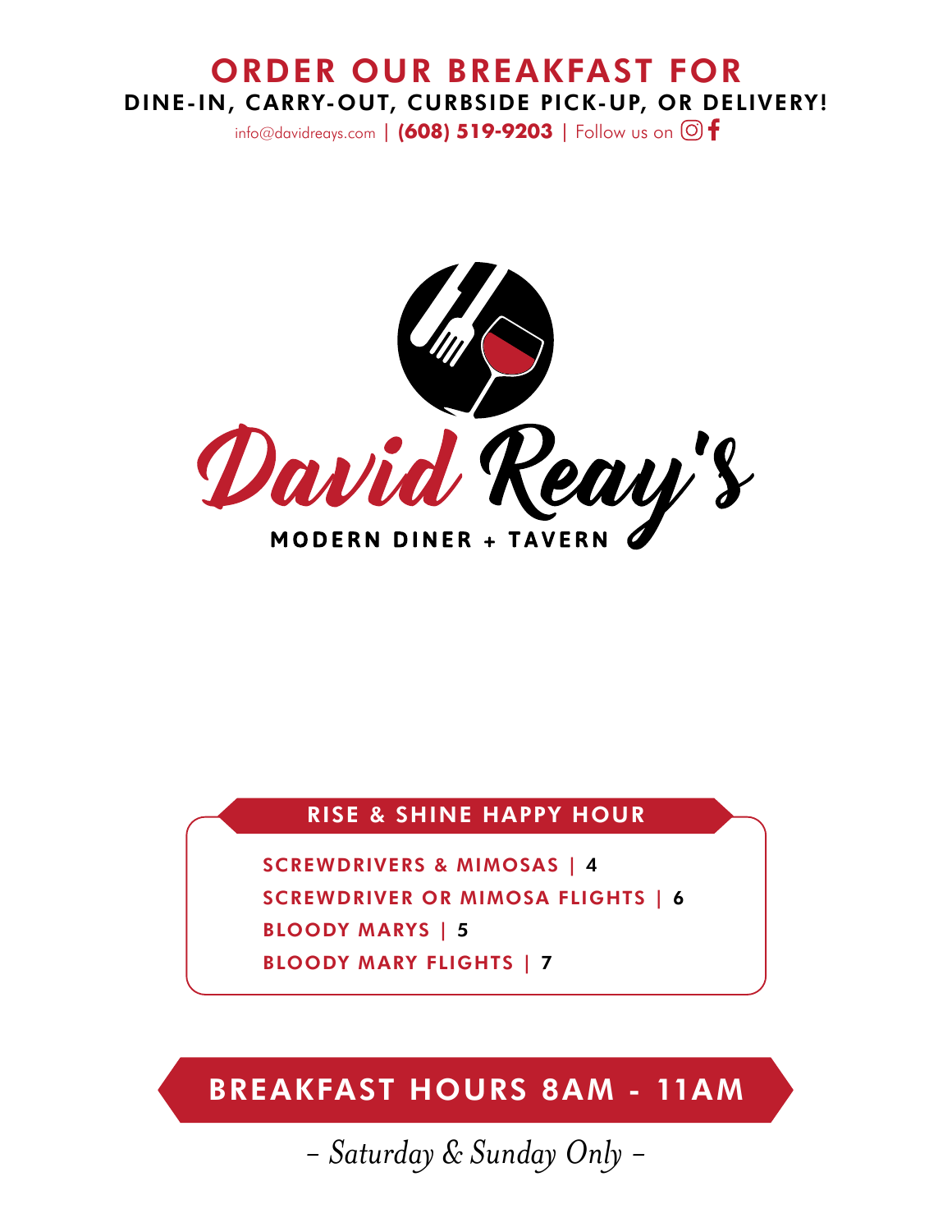# ORDER OUR BREAKFAST FOR
## DINE-IN, CARRY-OUT, CURBSIDE PICK-UP, OR DELIVERY!

info@davidreays.com | **(608) 519-9203** | Follow us on

David Reay's

MODERN DINER + TAVERN

## RISE & SHINE HAPPY HOUR

**SCREWDRIVERS & MIMOSAS** | 4

**SCREWDRIVER OR MIMOSA FLIGHTS** | 6

**BLOODY MARYS** | 5

**BLOODY MARY FLIGHTS** | 7

## BREAKFAST HOURS 8AM - 11AM

*– Saturday & Sunday Only –*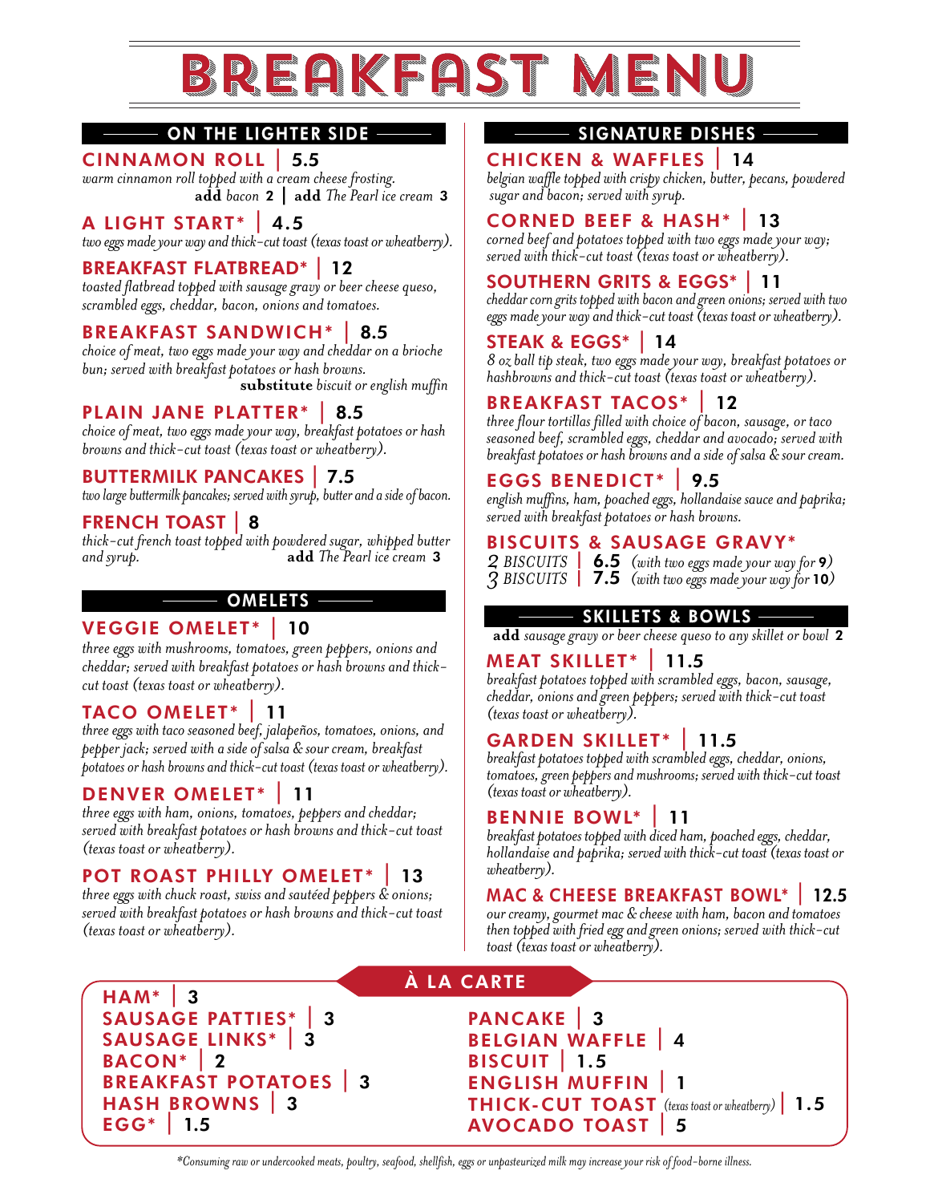# BREAKFAST MENU

## ON THE LIGHTER SIDE

### CINNAMON ROLL | 5.5
*warm cinnamon roll topped with a cream cheese frosting.*
**add** *bacon* **2** | **add** *The Pearl ice cream* **3**

### A LIGHT START* | 4.5
*two eggs made your way and thick-cut toast (texas toast or wheatberry).*

### BREAKFAST FLATBREAD* | 12
*toasted flatbread topped with sausage gravy or beer cheese queso, scrambled eggs, cheddar, bacon, onions and tomatoes.*

### BREAKFAST SANDWICH* | 8.5
*choice of meat, two eggs made your way and cheddar on a brioche bun; served with breakfast potatoes or hash browns.*
**substitute** *biscuit or english muffin*

### PLAIN JANE PLATTER* | 8.5
*choice of meat, two eggs made your way, breakfast potatoes or hash browns and thick-cut toast (texas toast or wheatberry).*

### BUTTERMILK PANCAKES | 7.5
*two large buttermilk pancakes; served with syrup, butter and a side of bacon.*

### FRENCH TOAST | 8
*thick-cut french toast topped with powdered sugar, whipped butter and syrup.*
**add** *The Pearl ice cream* **3**

## OMELETS

### VEGGIE OMELET* | 10
*three eggs with mushrooms, tomatoes, green peppers, onions and cheddar; served with breakfast potatoes or hash browns and thick-cut toast (texas toast or wheatberry).*

### TACO OMELET* | 11
*three eggs with taco seasoned beef, jalapeños, tomatoes, onions, and pepper jack; served with a side of salsa & sour cream, breakfast potatoes or hash browns and thick-cut toast (texas toast or wheatberry).*

### DENVER OMELET* | 11
*three eggs with ham, onions, tomatoes, peppers and cheddar; served with breakfast potatoes or hash browns and thick-cut toast (texas toast or wheatberry).*

### POT ROAST PHILLY OMELET* | 13
*three eggs with chuck roast, swiss and sautéed peppers & onions; served with breakfast potatoes or hash browns and thick-cut toast (texas toast or wheatberry).*

## SIGNATURE DISHES

### CHICKEN & WAFFLES | 14
*belgian waffle topped with crispy chicken, butter, pecans, powdered sugar and bacon; served with syrup.*

### CORNED BEEF & HASH* | 13
*corned beef and potatoes topped with two eggs made your way; served with thick-cut toast (texas toast or wheatberry).*

### SOUTHERN GRITS & EGGS* | 11
*cheddar corn grits topped with bacon and green onions; served with two eggs made your way and thick-cut toast (texas toast or wheatberry).*

### STEAK & EGGS* | 14
*8 oz ball tip steak, two eggs made your way, breakfast potatoes or hashbrowns and thick-cut toast (texas toast or wheatberry).*

### BREAKFAST TACOS* | 12
*three flour tortillas filled with choice of bacon, sausage, or taco seasoned beef, scrambled eggs, cheddar and avocado; served with breakfast potatoes or hash browns and a side of salsa & sour cream.*

### EGGS BENEDICT* | 9.5
*english muffins, ham, poached eggs, hollandaise sauce and paprika; served with breakfast potatoes or hash browns.*

### BISCUITS & SAUSAGE GRAVY*
*2 BISCUITS* | **6.5** *(with two eggs made your way for* **9***)*
*3 BISCUITS* | **7.5** *(with two eggs made your way for* **10***)*

## SKILLETS & BOWLS

**add** *sausage gravy or beer cheese queso to any skillet or bowl* **2**

### MEAT SKILLET* | 11.5
*breakfast potatoes topped with scrambled eggs, bacon, sausage, cheddar, onions and green peppers; served with thick-cut toast (texas toast or wheatberry).*

### GARDEN SKILLET* | 11.5
*breakfast potatoes topped with scrambled eggs, cheddar, onions, tomatoes, green peppers and mushrooms; served with thick-cut toast (texas toast or wheatberry).*

### BENNIE BOWL* | 11
*breakfast potatoes topped with diced ham, poached eggs, cheddar, hollandaise and paprika; served with thick-cut toast (texas toast or wheatberry).*

### MAC & CHEESE BREAKFAST BOWL* | 12.5
*our creamy, gourmet mac & cheese with ham, bacon and tomatoes then topped with fried egg and green onions; served with thick-cut toast (texas toast or wheatberry).*

## À LA CARTE

- HAM* | 3
- SAUSAGE PATTIES* | 3
- SAUSAGE LINKS* | 3
- BACON* | 2
- BREAKFAST POTATOES | 3
- HASH BROWNS | 3
- EGG* | 1.5
- PANCAKE | 3
- BELGIAN WAFFLE | 4
- BISCUIT | 1.5
- ENGLISH MUFFIN | 1
- THICK-CUT TOAST *(texas toast or wheatberry)* | 1.5
- AVOCADO TOAST | 5

*\*Consuming raw or undercooked meats, poultry, seafood, shellfish, eggs or unpasteurized milk may increase your risk of food-borne illness.*